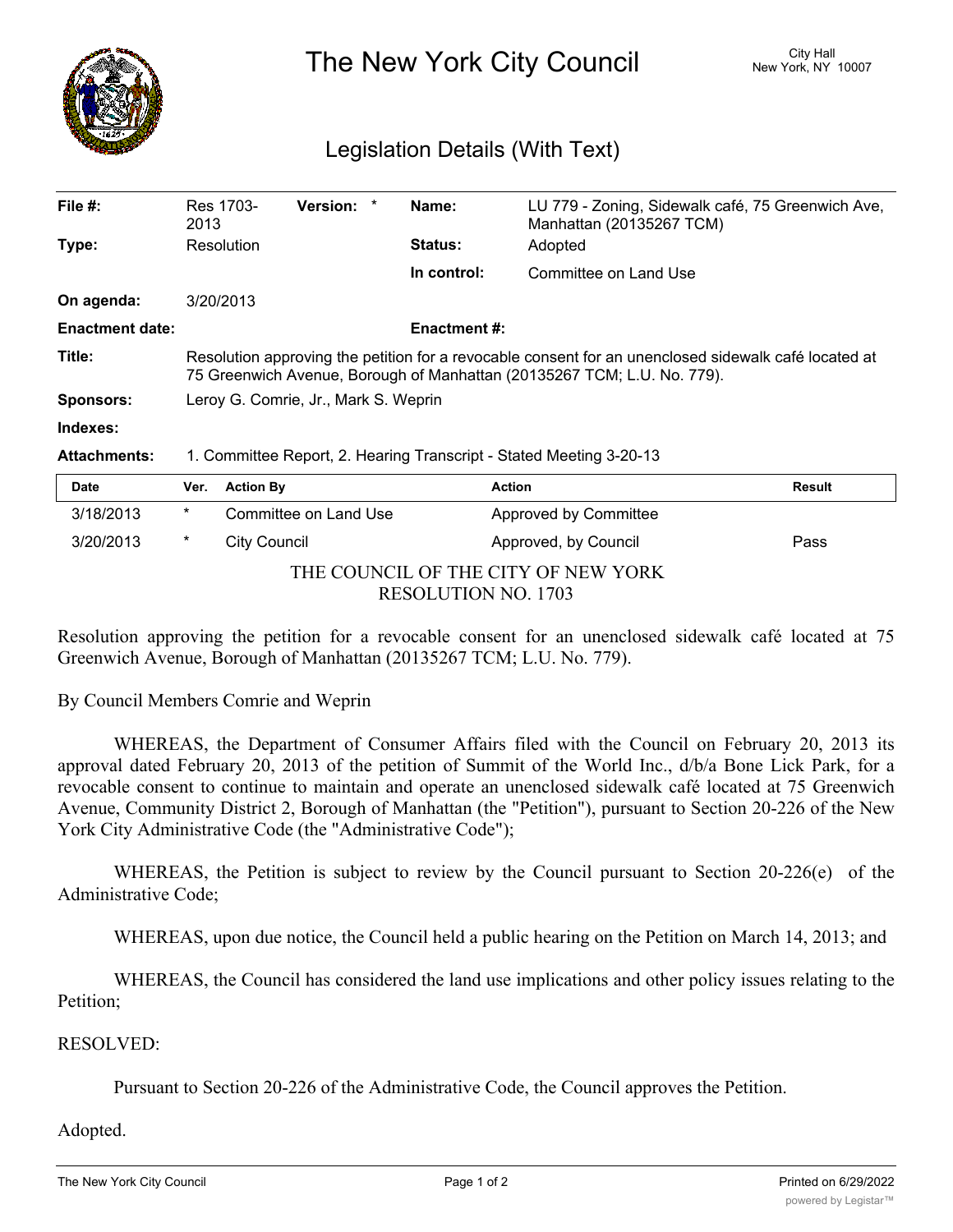# The New York City Council

City Hall
New York, NY 10007

## Legislation Details (With Text)

| | | | | | |
|---|---|---|---|---|---|
| **File #:** | Res 1703-2013 | **Version:** * | | **Name:** | LU 779 - Zoning, Sidewalk café, 75 Greenwich Ave, Manhattan (20135267 TCM) |
| **Type:** | Resolution | | | **Status:** | Adopted |
| | | | | **In control:** | Committee on Land Use |
| **On agenda:** | 3/20/2013 | | | | |
| **Enactment date:** | | | | **Enactment #:** | |

**Title:** Resolution approving the petition for a revocable consent for an unenclosed sidewalk café located at 75 Greenwich Avenue, Borough of Manhattan (20135267 TCM; L.U. No. 779).

**Sponsors:** Leroy G. Comrie, Jr., Mark S. Weprin

**Indexes:**

**Attachments:** 1. Committee Report, 2. Hearing Transcript - Stated Meeting 3-20-13

| Date | Ver. | Action By | Action | Result |
|---|---|---|---|---|
| 3/18/2013 | * | Committee on Land Use | Approved by Committee | |
| 3/20/2013 | * | City Council | Approved, by Council | Pass |

THE COUNCIL OF THE CITY OF NEW YORK
RESOLUTION NO. 1703

Resolution approving the petition for a revocable consent for an unenclosed sidewalk café located at 75 Greenwich Avenue, Borough of Manhattan (20135267 TCM; L.U. No. 779).

By Council Members Comrie and Weprin

WHEREAS, the Department of Consumer Affairs filed with the Council on February 20, 2013 its approval dated February 20, 2013 of the petition of Summit of the World Inc., d/b/a Bone Lick Park, for a revocable consent to continue to maintain and operate an unenclosed sidewalk café located at 75 Greenwich Avenue, Community District 2, Borough of Manhattan (the "Petition"), pursuant to Section 20-226 of the New York City Administrative Code (the "Administrative Code");

WHEREAS, the Petition is subject to review by the Council pursuant to Section 20-226(e) of the Administrative Code;

WHEREAS, upon due notice, the Council held a public hearing on the Petition on March 14, 2013; and

WHEREAS, the Council has considered the land use implications and other policy issues relating to the Petition;

RESOLVED:

Pursuant to Section 20-226 of the Administrative Code, the Council approves the Petition.

Adopted.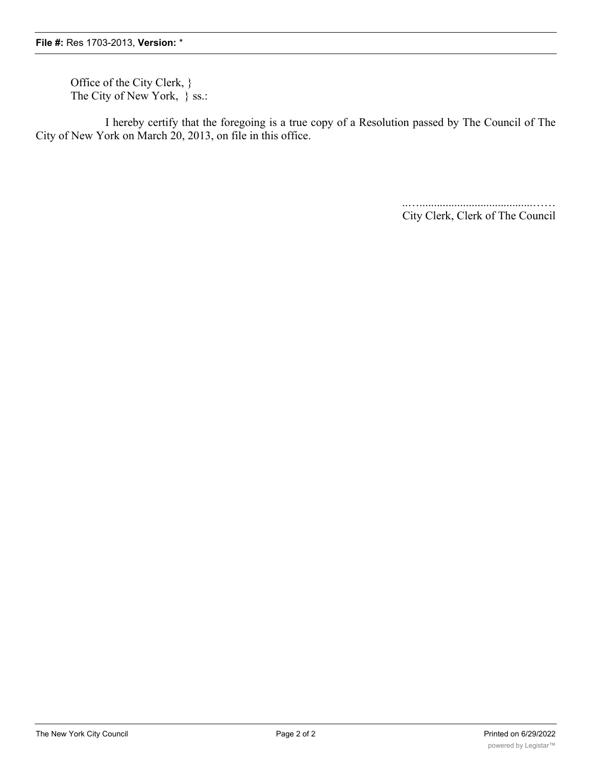Office of the City Clerk, }
The City of New York, } ss.:

I hereby certify that the foregoing is a true copy of a Resolution passed by The Council of The City of New York on March 20, 2013, on file in this office.

..….......................................……
City Clerk, Clerk of The Council